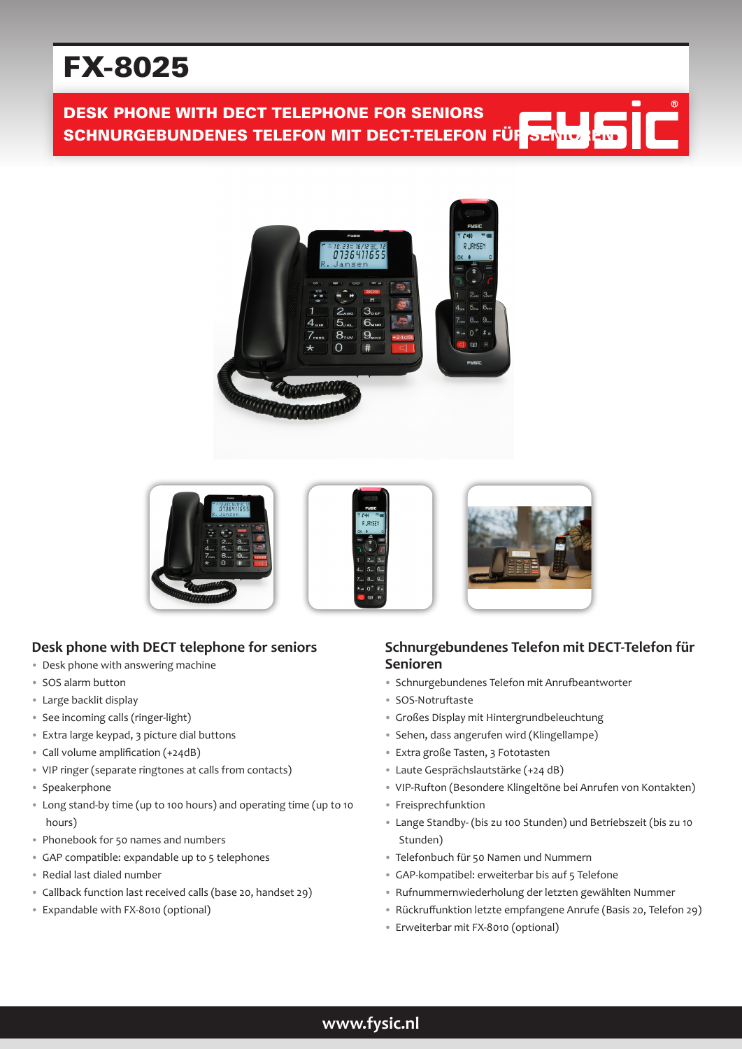# FX-8025

**DESK PHONE WITH DECT TELEPHONE FOR SENIORS**
**SCHNURGEBUNDENES TELEFON MIT DECT-TELEFON FÜR SENIOREN**

## Desk phone with DECT telephone for seniors

- Desk phone with answering machine
- SOS alarm button
- Large backlit display
- See incoming calls (ringer-light)
- Extra large keypad, 3 picture dial buttons
- Call volume amplification (+24dB)
- VIP ringer (separate ringtones at calls from contacts)
- Speakerphone
- Long stand-by time (up to 100 hours) and operating time (up to 10 hours)
- Phonebook for 50 names and numbers
- GAP compatible: expandable up to 5 telephones
- Redial last dialed number
- Callback function last received calls (base 20, handset 29)
- Expandable with FX-8010 (optional)

## Schnurgebundenes Telefon mit DECT-Telefon für Senioren

- Schnurgebundenes Telefon mit Anrufbeantworter
- SOS-Notruftaste
- Großes Display mit Hintergrundbeleuchtung
- Sehen, dass angerufen wird (Klingellampe)
- Extra große Tasten, 3 Fototasten
- Laute Gesprächslautstärke (+24 dB)
- VIP-Rufton (Besondere Klingeltöne bei Anrufen von Kontakten)
- Freisprechfunktion
- Lange Standby- (bis zu 100 Stunden) und Betriebszeit (bis zu 10 Stunden)
- Telefonbuch für 50 Namen und Nummern
- GAP-kompatibel: erweiterbar bis auf 5 Telefone
- Rufnummernwiederholung der letzten gewählten Nummer
- Rückruffunktion letzte empfangene Anrufe (Basis 20, Telefon 29)
- Erweiterbar mit FX-8010 (optional)

www.fysic.nl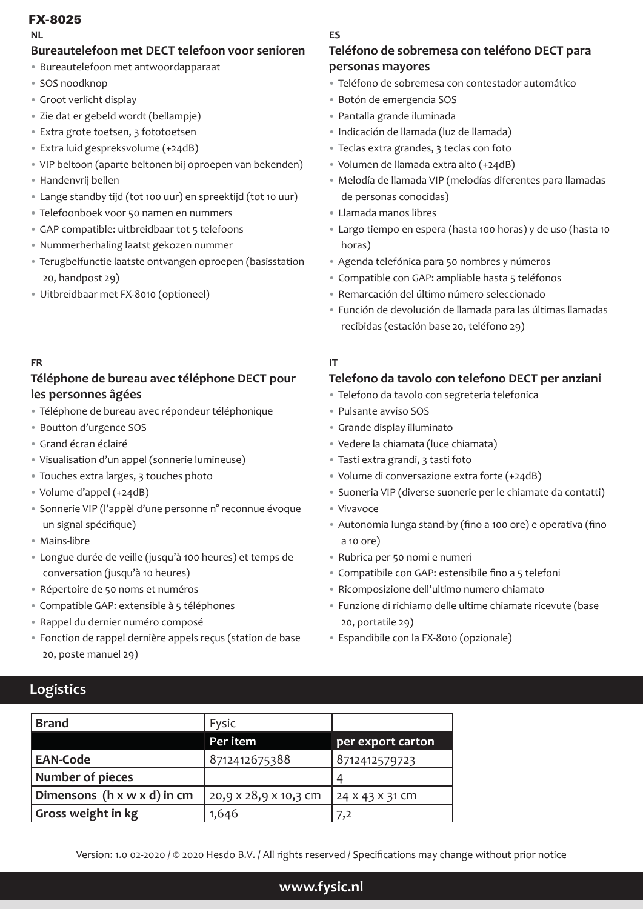FX-8025

## NL

### Bureautelefoon met DECT telefoon voor senioren

- Bureautelefoon met antwoordapparaat
- SOS noodknop
- Groot verlicht display
- Zie dat er gebeld wordt (bellampje)
- Extra grote toetsen, 3 fototoetsen
- Extra luid gespreksvolume (+24dB)
- VIP beltoon (aparte beltonen bij oproepen van bekenden)
- Handenvrij bellen
- Lange standby tijd (tot 100 uur) en spreektijd (tot 10 uur)
- Telefoonboek voor 50 namen en nummers
- GAP compatible: uitbreidbaar tot 5 telefoons
- Nummerherhaling laatst gekozen nummer
- Terugbelfunctie laatste ontvangen oproepen (basisstation 20, handpost 29)
- Uitbreidbaar met FX-8010 (optioneel)

## ES

### Teléfono de sobremesa con teléfono DECT para personas mayores

- Teléfono de sobremesa con contestador automático
- Botón de emergencia SOS
- Pantalla grande iluminada
- Indicación de llamada (luz de llamada)
- Teclas extra grandes, 3 teclas con foto
- Volumen de llamada extra alto (+24dB)
- Melodía de llamada VIP (melodías diferentes para llamadas de personas conocidas)
- Llamada manos libres
- Largo tiempo en espera (hasta 100 horas) y de uso (hasta 10 horas)
- Agenda telefónica para 50 nombres y números
- Compatible con GAP: ampliable hasta 5 teléfonos
- Remarcación del último número seleccionado
- Función de devolución de llamada para las últimas llamadas recibidas (estación base 20, teléfono 29)

## FR

### Téléphone de bureau avec téléphone DECT pour les personnes âgées

- Téléphone de bureau avec répondeur téléphonique
- Boutton d'urgence SOS
- Grand écran éclairé
- Visualisation d'un appel (sonnerie lumineuse)
- Touches extra larges, 3 touches photo
- Volume d'appel (+24dB)
- Sonnerie VIP (l'appèl d'une personne n° reconnue évoque un signal spécifique)
- Mains-libre
- Longue durée de veille (jusqu'à 100 heures) et temps de conversation (jusqu'à 10 heures)
- Répertoire de 50 noms et numéros
- Compatible GAP: extensible à 5 téléphones
- Rappel du dernier numéro composé
- Fonction de rappel dernière appels reçus (station de base 20, poste manuel 29)

## IT

### Telefono da tavolo con telefono DECT per anziani

- Telefono da tavolo con segreteria telefonica
- Pulsante avviso SOS
- Grande display illuminato
- Vedere la chiamata (luce chiamata)
- Tasti extra grandi, 3 tasti foto
- Volume di conversazione extra forte (+24dB)
- Suoneria VIP (diverse suonerie per le chiamate da contatti)
- Vivavoce
- Autonomia lunga stand-by (fino a 100 ore) e operativa (fino a 10 ore)
- Rubrica per 50 nomi e numeri
- Compatibile con GAP: estensibile fino a 5 telefoni
- Ricomposizione dell'ultimo numero chiamato
- Funzione di richiamo delle ultime chiamate ricevute (base 20, portatile 29)
- Espandibile con la FX-8010 (opzionale)

## Logistics

| Brand | Fysic | |
|---|---|---|
| | **Per item** | **per export carton** |
| **EAN-Code** | 8712412675388 | 8712412579723 |
| **Number of pieces** | | 4 |
| **Dimensons (h x w x d) in cm** | 20,9 x 28,9 x 10,3 cm | 24 x 43 x 31 cm |
| **Gross weight in kg** | 1,646 | 7,2 |

Version: 1.0 02-2020 / © 2020 Hesdo B.V. / All rights reserved / Specifications may change without prior notice

www.fysic.nl